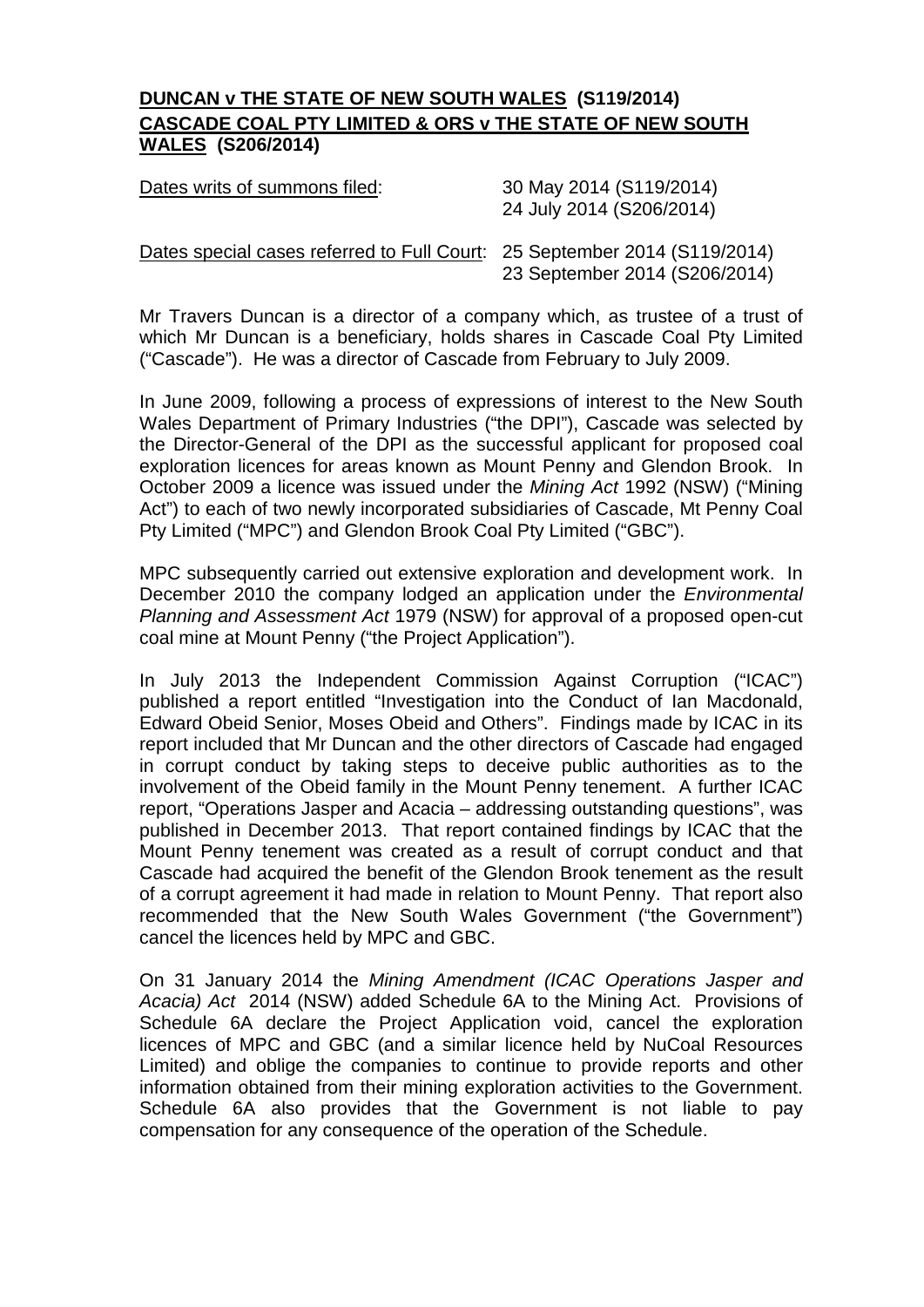**<u>DUNCAN v THE STATE OF NEW SOUTH WALES</u> (S119/2014)**
**<u>CASCADE COAL PTY LIMITED & ORS v THE STATE OF NEW SOUTH WALES</u> (S206/2014)**

| | |
|---|---|
| <u>Dates writs of summons filed</u>: | 30 May 2014 (S119/2014)<br>24 July 2014 (S206/2014) |
| <u>Dates special cases referred to Full Court</u>: | 25 September 2014 (S119/2014)<br>23 September 2014 (S206/2014) |

Mr Travers Duncan is a director of a company which, as trustee of a trust of which Mr Duncan is a beneficiary, holds shares in Cascade Coal Pty Limited ("Cascade"). He was a director of Cascade from February to July 2009.

In June 2009, following a process of expressions of interest to the New South Wales Department of Primary Industries ("the DPI"), Cascade was selected by the Director-General of the DPI as the successful applicant for proposed coal exploration licences for areas known as Mount Penny and Glendon Brook. In October 2009 a licence was issued under the *Mining Act* 1992 (NSW) ("Mining Act") to each of two newly incorporated subsidiaries of Cascade, Mt Penny Coal Pty Limited ("MPC") and Glendon Brook Coal Pty Limited ("GBC").

MPC subsequently carried out extensive exploration and development work. In December 2010 the company lodged an application under the *Environmental Planning and Assessment Act* 1979 (NSW) for approval of a proposed open-cut coal mine at Mount Penny ("the Project Application").

In July 2013 the Independent Commission Against Corruption ("ICAC") published a report entitled "Investigation into the Conduct of Ian Macdonald, Edward Obeid Senior, Moses Obeid and Others". Findings made by ICAC in its report included that Mr Duncan and the other directors of Cascade had engaged in corrupt conduct by taking steps to deceive public authorities as to the involvement of the Obeid family in the Mount Penny tenement. A further ICAC report, "Operations Jasper and Acacia – addressing outstanding questions", was published in December 2013. That report contained findings by ICAC that the Mount Penny tenement was created as a result of corrupt conduct and that Cascade had acquired the benefit of the Glendon Brook tenement as the result of a corrupt agreement it had made in relation to Mount Penny. That report also recommended that the New South Wales Government ("the Government") cancel the licences held by MPC and GBC.

On 31 January 2014 the *Mining Amendment (ICAC Operations Jasper and Acacia) Act* 2014 (NSW) added Schedule 6A to the Mining Act. Provisions of Schedule 6A declare the Project Application void, cancel the exploration licences of MPC and GBC (and a similar licence held by NuCoal Resources Limited) and oblige the companies to continue to provide reports and other information obtained from their mining exploration activities to the Government. Schedule 6A also provides that the Government is not liable to pay compensation for any consequence of the operation of the Schedule.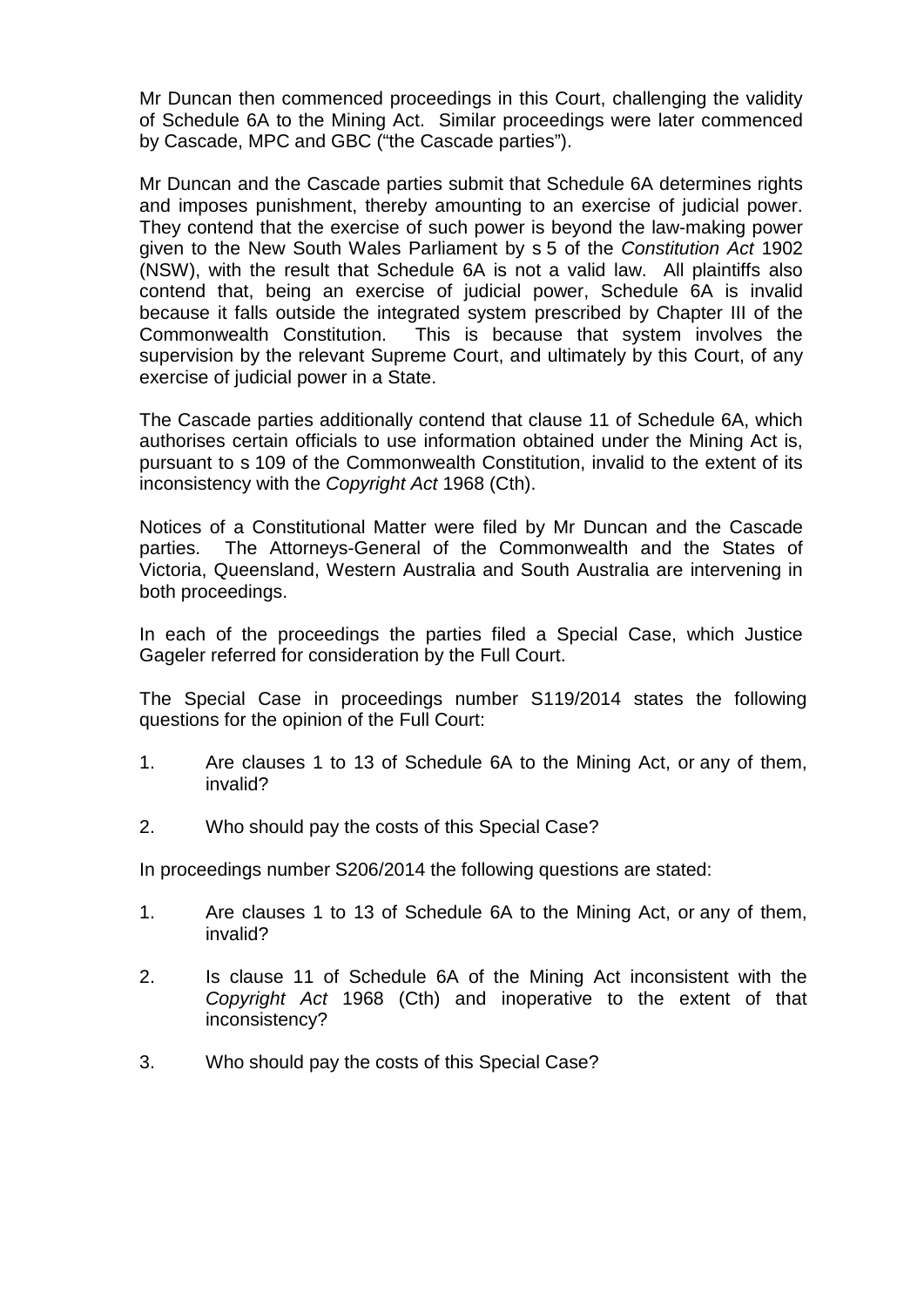Mr Duncan then commenced proceedings in this Court, challenging the validity of Schedule 6A to the Mining Act. Similar proceedings were later commenced by Cascade, MPC and GBC ("the Cascade parties").

Mr Duncan and the Cascade parties submit that Schedule 6A determines rights and imposes punishment, thereby amounting to an exercise of judicial power. They contend that the exercise of such power is beyond the law-making power given to the New South Wales Parliament by s 5 of the *Constitution Act* 1902 (NSW), with the result that Schedule 6A is not a valid law. All plaintiffs also contend that, being an exercise of judicial power, Schedule 6A is invalid because it falls outside the integrated system prescribed by Chapter III of the Commonwealth Constitution. This is because that system involves the supervision by the relevant Supreme Court, and ultimately by this Court, of any exercise of judicial power in a State.

The Cascade parties additionally contend that clause 11 of Schedule 6A, which authorises certain officials to use information obtained under the Mining Act is, pursuant to s 109 of the Commonwealth Constitution, invalid to the extent of its inconsistency with the *Copyright Act* 1968 (Cth).

Notices of a Constitutional Matter were filed by Mr Duncan and the Cascade parties. The Attorneys-General of the Commonwealth and the States of Victoria, Queensland, Western Australia and South Australia are intervening in both proceedings.

In each of the proceedings the parties filed a Special Case, which Justice Gageler referred for consideration by the Full Court.

The Special Case in proceedings number S119/2014 states the following questions for the opinion of the Full Court:

1. Are clauses 1 to 13 of Schedule 6A to the Mining Act, or any of them, invalid?

2. Who should pay the costs of this Special Case?

In proceedings number S206/2014 the following questions are stated:

1. Are clauses 1 to 13 of Schedule 6A to the Mining Act, or any of them, invalid?

2. Is clause 11 of Schedule 6A of the Mining Act inconsistent with the *Copyright Act* 1968 (Cth) and inoperative to the extent of that inconsistency?

3. Who should pay the costs of this Special Case?